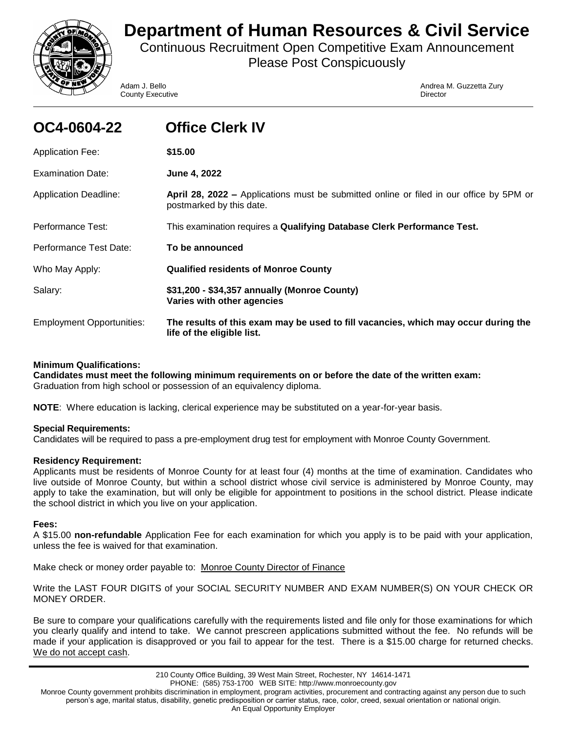# Department of Human Resources & Civil Service

Continuous Recruitment Open Competitive Exam Announcement
Please Post Conspicuously

Adam J. Bello
County Executive

Andrea M. Guzzetta Zury
Director

## OC4-0604-22 Office Clerk IV

| | |
|---|---|
| Application Fee: | **$15.00** |
| Examination Date: | **June 4, 2022** |
| Application Deadline: | **April 28, 2022 –** Applications must be submitted online or filed in our office by 5PM or postmarked by this date. |
| Performance Test: | This examination requires a **Qualifying Database Clerk Performance Test.** |
| Performance Test Date: | **To be announced** |
| Who May Apply: | **Qualified residents of Monroe County** |
| Salary: | **$31,200 - $34,357 annually (Monroe County)**<br>**Varies with other agencies** |
| Employment Opportunities: | **The results of this exam may be used to fill vacancies, which may occur during the life of the eligible list.** |

**Minimum Qualifications:**
**Candidates must meet the following minimum requirements on or before the date of the written exam:**
Graduation from high school or possession of an equivalency diploma.

**NOTE**: Where education is lacking, clerical experience may be substituted on a year-for-year basis.

**Special Requirements:**
Candidates will be required to pass a pre-employment drug test for employment with Monroe County Government.

**Residency Requirement:**
Applicants must be residents of Monroe County for at least four (4) months at the time of examination. Candidates who live outside of Monroe County, but within a school district whose civil service is administered by Monroe County, may apply to take the examination, but will only be eligible for appointment to positions in the school district. Please indicate the school district in which you live on your application.

**Fees:**
A $15.00 **non-refundable** Application Fee for each examination for which you apply is to be paid with your application, unless the fee is waived for that examination.

Make check or money order payable to: Monroe County Director of Finance

Write the LAST FOUR DIGITS of your SOCIAL SECURITY NUMBER AND EXAM NUMBER(S) ON YOUR CHECK OR MONEY ORDER.

Be sure to compare your qualifications carefully with the requirements listed and file only for those examinations for which you clearly qualify and intend to take. We cannot prescreen applications submitted without the fee. No refunds will be made if your application is disapproved or you fail to appear for the test. There is a $15.00 charge for returned checks. We do not accept cash.

210 County Office Building, 39 West Main Street, Rochester, NY 14614-1471
PHONE: (585) 753-1700 WEB SITE: http://www.monroecounty.gov
Monroe County government prohibits discrimination in employment, program activities, procurement and contracting against any person due to such person's age, marital status, disability, genetic predisposition or carrier status, race, color, creed, sexual orientation or national origin.
An Equal Opportunity Employer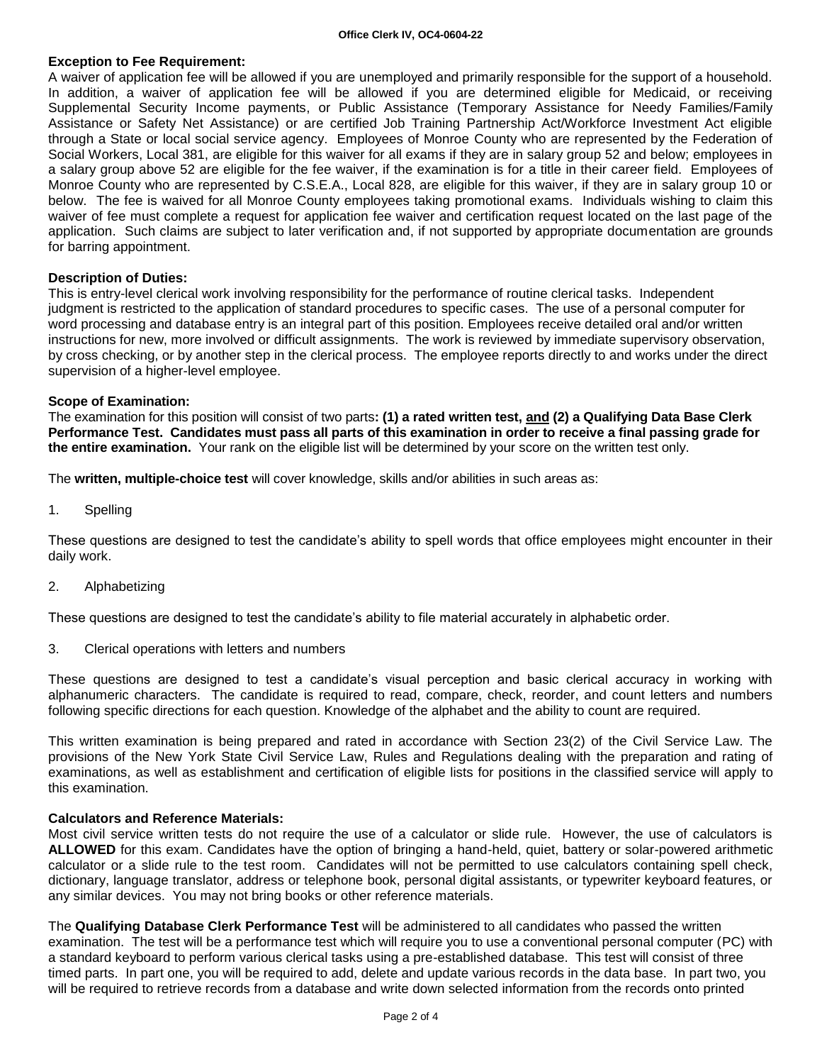**Exception to Fee Requirement:**
A waiver of application fee will be allowed if you are unemployed and primarily responsible for the support of a household. In addition, a waiver of application fee will be allowed if you are determined eligible for Medicaid, or receiving Supplemental Security Income payments, or Public Assistance (Temporary Assistance for Needy Families/Family Assistance or Safety Net Assistance) or are certified Job Training Partnership Act/Workforce Investment Act eligible through a State or local social service agency. Employees of Monroe County who are represented by the Federation of Social Workers, Local 381, are eligible for this waiver for all exams if they are in salary group 52 and below; employees in a salary group above 52 are eligible for the fee waiver, if the examination is for a title in their career field. Employees of Monroe County who are represented by C.S.E.A., Local 828, are eligible for this waiver, if they are in salary group 10 or below. The fee is waived for all Monroe County employees taking promotional exams. Individuals wishing to claim this waiver of fee must complete a request for application fee waiver and certification request located on the last page of the application. Such claims are subject to later verification and, if not supported by appropriate documentation are grounds for barring appointment.

**Description of Duties:**
This is entry-level clerical work involving responsibility for the performance of routine clerical tasks. Independent judgment is restricted to the application of standard procedures to specific cases. The use of a personal computer for word processing and database entry is an integral part of this position. Employees receive detailed oral and/or written instructions for new, more involved or difficult assignments. The work is reviewed by immediate supervisory observation, by cross checking, or by another step in the clerical process. The employee reports directly to and works under the direct supervision of a higher-level employee.

**Scope of Examination:**
The examination for this position will consist of two parts**: (1) a rated written test, <u>and</u> (2) a Qualifying Data Base Clerk Performance Test. Candidates must pass all parts of this examination in order to receive a final passing grade for the entire examination.** Your rank on the eligible list will be determined by your score on the written test only.

The **written, multiple-choice test** will cover knowledge, skills and/or abilities in such areas as:

1. Spelling

These questions are designed to test the candidate's ability to spell words that office employees might encounter in their daily work.

2. Alphabetizing

These questions are designed to test the candidate's ability to file material accurately in alphabetic order.

3. Clerical operations with letters and numbers

These questions are designed to test a candidate's visual perception and basic clerical accuracy in working with alphanumeric characters. The candidate is required to read, compare, check, reorder, and count letters and numbers following specific directions for each question. Knowledge of the alphabet and the ability to count are required.

This written examination is being prepared and rated in accordance with Section 23(2) of the Civil Service Law. The provisions of the New York State Civil Service Law, Rules and Regulations dealing with the preparation and rating of examinations, as well as establishment and certification of eligible lists for positions in the classified service will apply to this examination.

**Calculators and Reference Materials:**
Most civil service written tests do not require the use of a calculator or slide rule. However, the use of calculators is **ALLOWED** for this exam. Candidates have the option of bringing a hand-held, quiet, battery or solar-powered arithmetic calculator or a slide rule to the test room. Candidates will not be permitted to use calculators containing spell check, dictionary, language translator, address or telephone book, personal digital assistants, or typewriter keyboard features, or any similar devices. You may not bring books or other reference materials.

The **Qualifying Database Clerk Performance Test** will be administered to all candidates who passed the written examination. The test will be a performance test which will require you to use a conventional personal computer (PC) with a standard keyboard to perform various clerical tasks using a pre-established database. This test will consist of three timed parts. In part one, you will be required to add, delete and update various records in the data base. In part two, you will be required to retrieve records from a database and write down selected information from the records onto printed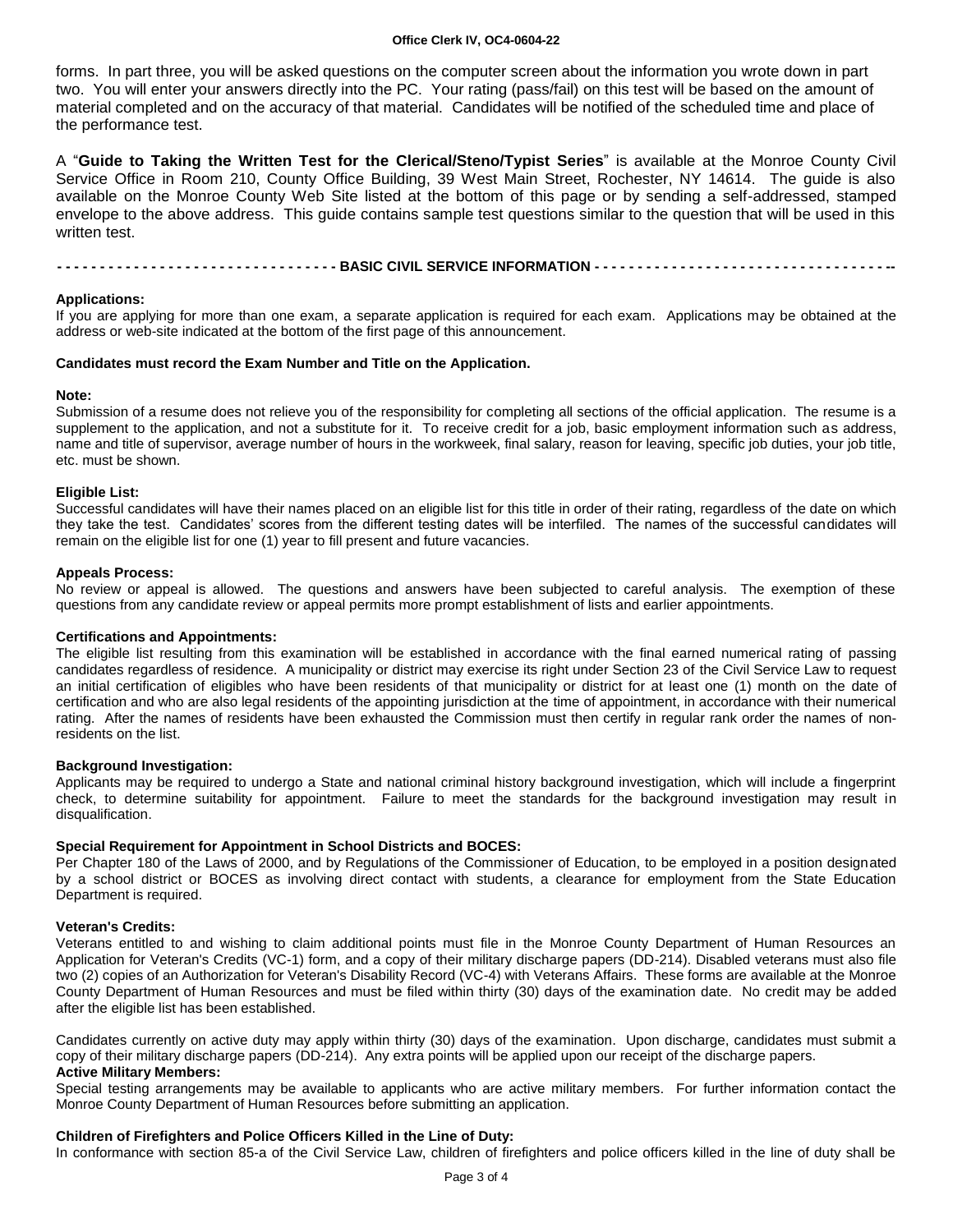forms. In part three, you will be asked questions on the computer screen about the information you wrote down in part two. You will enter your answers directly into the PC. Your rating (pass/fail) on this test will be based on the amount of material completed and on the accuracy of that material. Candidates will be notified of the scheduled time and place of the performance test.

A "**Guide to Taking the Written Test for the Clerical/Steno/Typist Series**" is available at the Monroe County Civil Service Office in Room 210, County Office Building, 39 West Main Street, Rochester, NY 14614. The guide is also available on the Monroe County Web Site listed at the bottom of this page or by sending a self-addressed, stamped envelope to the above address. This guide contains sample test questions similar to the question that will be used in this written test.

## BASIC CIVIL SERVICE INFORMATION

**Applications:**
If you are applying for more than one exam, a separate application is required for each exam. Applications may be obtained at the address or web-site indicated at the bottom of the first page of this announcement.

**Candidates must record the Exam Number and Title on the Application.**

**Note:**
Submission of a resume does not relieve you of the responsibility for completing all sections of the official application. The resume is a supplement to the application, and not a substitute for it. To receive credit for a job, basic employment information such as address, name and title of supervisor, average number of hours in the workweek, final salary, reason for leaving, specific job duties, your job title, etc. must be shown.

**Eligible List:**
Successful candidates will have their names placed on an eligible list for this title in order of their rating, regardless of the date on which they take the test. Candidates' scores from the different testing dates will be interfiled. The names of the successful candidates will remain on the eligible list for one (1) year to fill present and future vacancies.

**Appeals Process:**
No review or appeal is allowed. The questions and answers have been subjected to careful analysis. The exemption of these questions from any candidate review or appeal permits more prompt establishment of lists and earlier appointments.

**Certifications and Appointments:**
The eligible list resulting from this examination will be established in accordance with the final earned numerical rating of passing candidates regardless of residence. A municipality or district may exercise its right under Section 23 of the Civil Service Law to request an initial certification of eligibles who have been residents of that municipality or district for at least one (1) month on the date of certification and who are also legal residents of the appointing jurisdiction at the time of appointment, in accordance with their numerical rating. After the names of residents have been exhausted the Commission must then certify in regular rank order the names of non-residents on the list.

**Background Investigation:**
Applicants may be required to undergo a State and national criminal history background investigation, which will include a fingerprint check, to determine suitability for appointment. Failure to meet the standards for the background investigation may result in disqualification.

**Special Requirement for Appointment in School Districts and BOCES:**
Per Chapter 180 of the Laws of 2000, and by Regulations of the Commissioner of Education, to be employed in a position designated by a school district or BOCES as involving direct contact with students, a clearance for employment from the State Education Department is required.

**Veteran's Credits:**
Veterans entitled to and wishing to claim additional points must file in the Monroe County Department of Human Resources an Application for Veteran's Credits (VC-1) form, and a copy of their military discharge papers (DD-214). Disabled veterans must also file two (2) copies of an Authorization for Veteran's Disability Record (VC-4) with Veterans Affairs. These forms are available at the Monroe County Department of Human Resources and must be filed within thirty (30) days of the examination date. No credit may be added after the eligible list has been established.

Candidates currently on active duty may apply within thirty (30) days of the examination. Upon discharge, candidates must submit a copy of their military discharge papers (DD-214). Any extra points will be applied upon our receipt of the discharge papers.

**Active Military Members:**
Special testing arrangements may be available to applicants who are active military members. For further information contact the Monroe County Department of Human Resources before submitting an application.

**Children of Firefighters and Police Officers Killed in the Line of Duty:**
In conformance with section 85-a of the Civil Service Law, children of firefighters and police officers killed in the line of duty shall be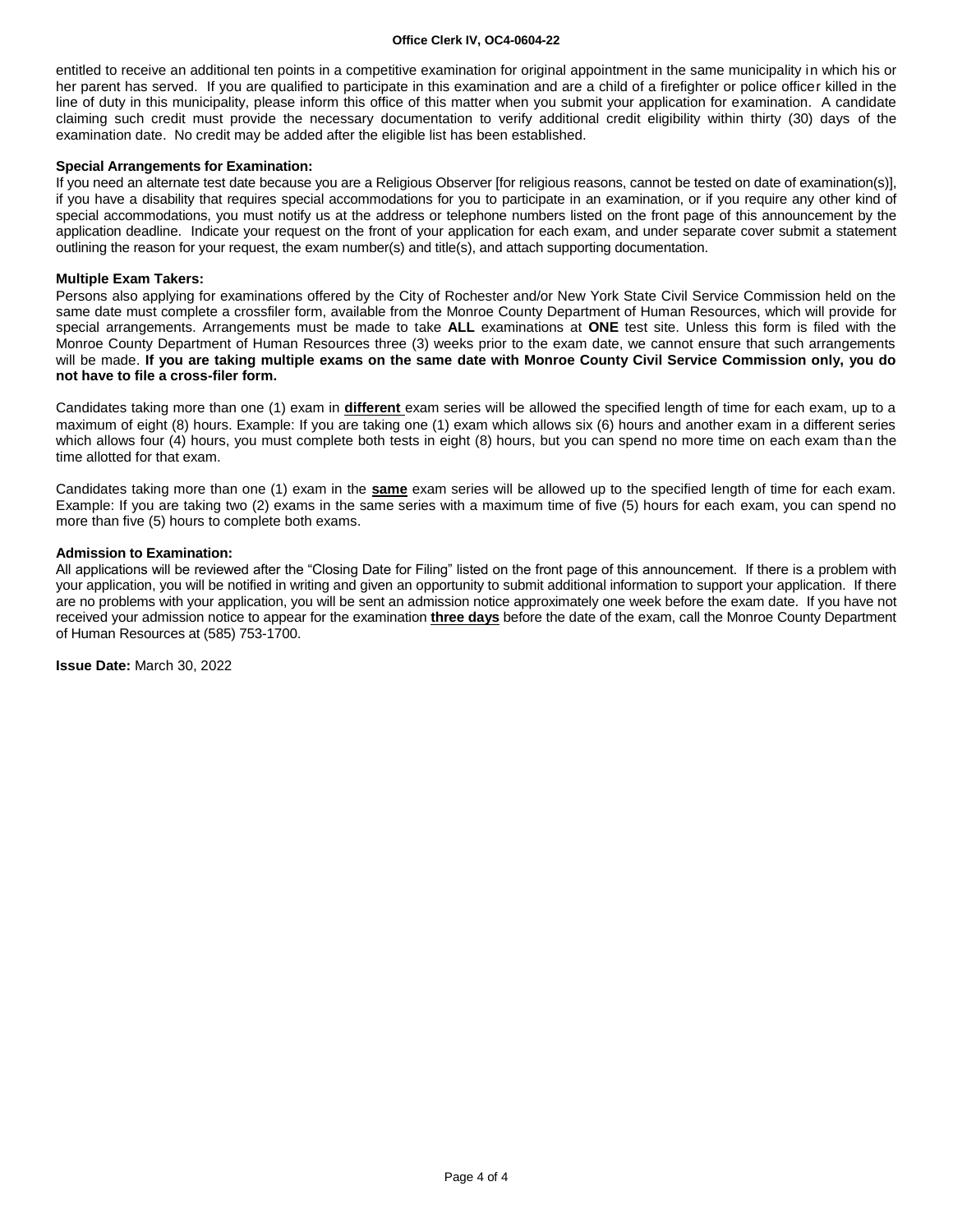entitled to receive an additional ten points in a competitive examination for original appointment in the same municipality in which his or her parent has served. If you are qualified to participate in this examination and are a child of a firefighter or police officer killed in the line of duty in this municipality, please inform this office of this matter when you submit your application for examination. A candidate claiming such credit must provide the necessary documentation to verify additional credit eligibility within thirty (30) days of the examination date. No credit may be added after the eligible list has been established.

**Special Arrangements for Examination:**
If you need an alternate test date because you are a Religious Observer [for religious reasons, cannot be tested on date of examination(s)], if you have a disability that requires special accommodations for you to participate in an examination, or if you require any other kind of special accommodations, you must notify us at the address or telephone numbers listed on the front page of this announcement by the application deadline. Indicate your request on the front of your application for each exam, and under separate cover submit a statement outlining the reason for your request, the exam number(s) and title(s), and attach supporting documentation.

**Multiple Exam Takers:**
Persons also applying for examinations offered by the City of Rochester and/or New York State Civil Service Commission held on the same date must complete a crossfiler form, available from the Monroe County Department of Human Resources, which will provide for special arrangements. Arrangements must be made to take **ALL** examinations at **ONE** test site. Unless this form is filed with the Monroe County Department of Human Resources three (3) weeks prior to the exam date, we cannot ensure that such arrangements will be made. **If you are taking multiple exams on the same date with Monroe County Civil Service Commission only, you do not have to file a cross-filer form.**

Candidates taking more than one (1) exam in **different** exam series will be allowed the specified length of time for each exam, up to a maximum of eight (8) hours. Example: If you are taking one (1) exam which allows six (6) hours and another exam in a different series which allows four (4) hours, you must complete both tests in eight (8) hours, but you can spend no more time on each exam than the time allotted for that exam.

Candidates taking more than one (1) exam in the **same** exam series will be allowed up to the specified length of time for each exam. Example: If you are taking two (2) exams in the same series with a maximum time of five (5) hours for each exam, you can spend no more than five (5) hours to complete both exams.

**Admission to Examination:**
All applications will be reviewed after the "Closing Date for Filing" listed on the front page of this announcement. If there is a problem with your application, you will be notified in writing and given an opportunity to submit additional information to support your application. If there are no problems with your application, you will be sent an admission notice approximately one week before the exam date. If you have not received your admission notice to appear for the examination **three days** before the date of the exam, call the Monroe County Department of Human Resources at (585) 753-1700.

**Issue Date:** March 30, 2022